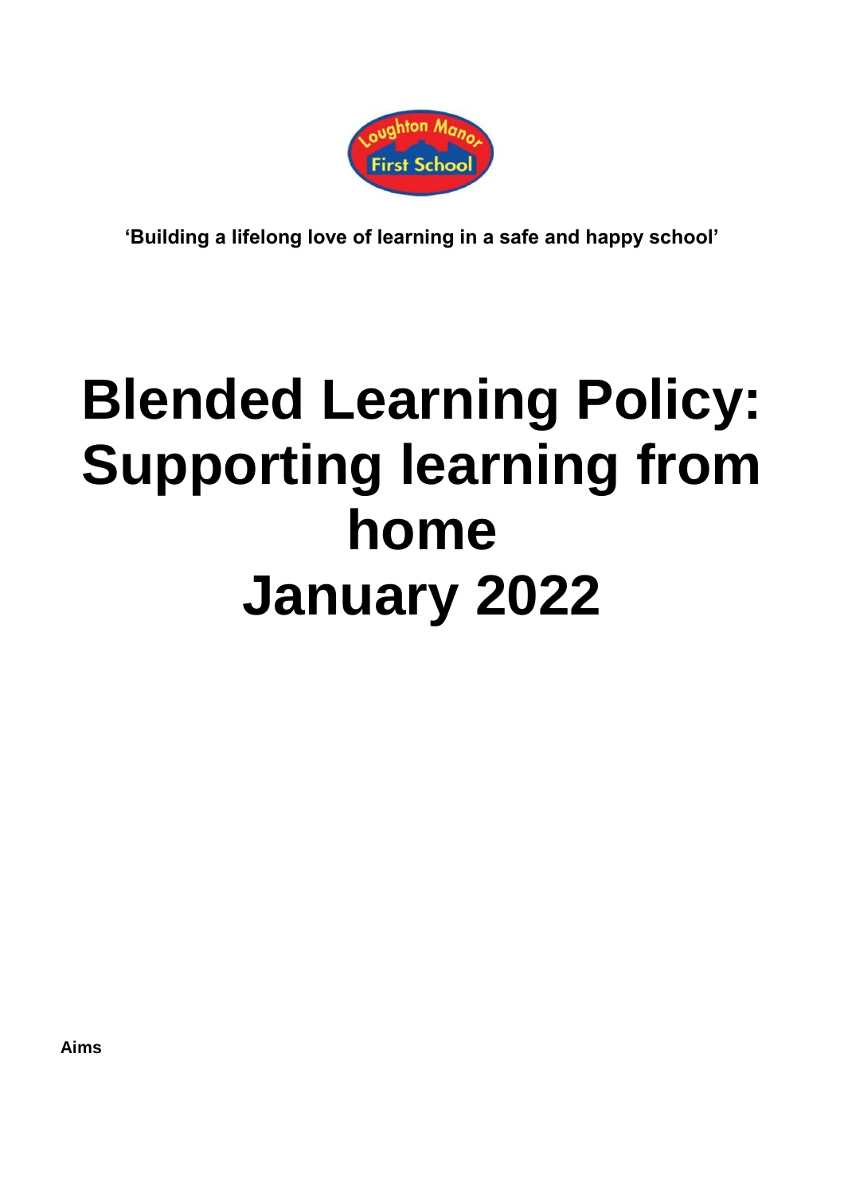**'Building a lifelong love of learning in a safe and happy school'**

# Blended Learning Policy: Supporting learning from home January 2022

**Aims**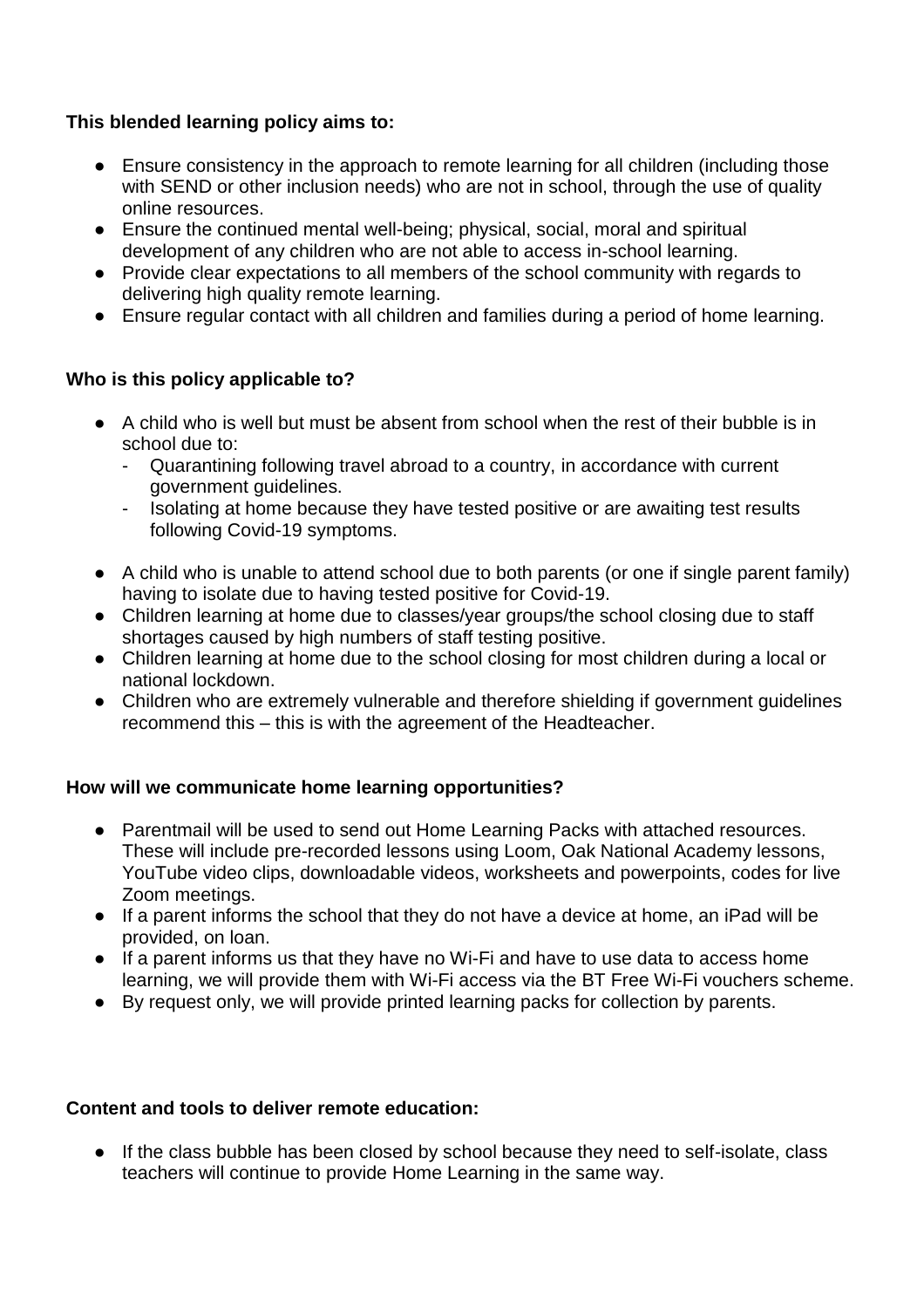**This blended learning policy aims to:**

- Ensure consistency in the approach to remote learning for all children (including those with SEND or other inclusion needs) who are not in school, through the use of quality online resources.
- Ensure the continued mental well-being; physical, social, moral and spiritual development of any children who are not able to access in-school learning.
- Provide clear expectations to all members of the school community with regards to delivering high quality remote learning.
- Ensure regular contact with all children and families during a period of home learning.

**Who is this policy applicable to?**

- A child who is well but must be absent from school when the rest of their bubble is in school due to:
  - Quarantining following travel abroad to a country, in accordance with current government guidelines.
  - Isolating at home because they have tested positive or are awaiting test results following Covid-19 symptoms.
- A child who is unable to attend school due to both parents (or one if single parent family) having to isolate due to having tested positive for Covid-19.
- Children learning at home due to classes/year groups/the school closing due to staff shortages caused by high numbers of staff testing positive.
- Children learning at home due to the school closing for most children during a local or national lockdown.
- Children who are extremely vulnerable and therefore shielding if government guidelines recommend this – this is with the agreement of the Headteacher.

**How will we communicate home learning opportunities?**

- Parentmail will be used to send out Home Learning Packs with attached resources. These will include pre-recorded lessons using Loom, Oak National Academy lessons, YouTube video clips, downloadable videos, worksheets and powerpoints, codes for live Zoom meetings.
- If a parent informs the school that they do not have a device at home, an iPad will be provided, on loan.
- If a parent informs us that they have no Wi-Fi and have to use data to access home learning, we will provide them with Wi-Fi access via the BT Free Wi-Fi vouchers scheme.
- By request only, we will provide printed learning packs for collection by parents.

**Content and tools to deliver remote education:**

- If the class bubble has been closed by school because they need to self-isolate, class teachers will continue to provide Home Learning in the same way.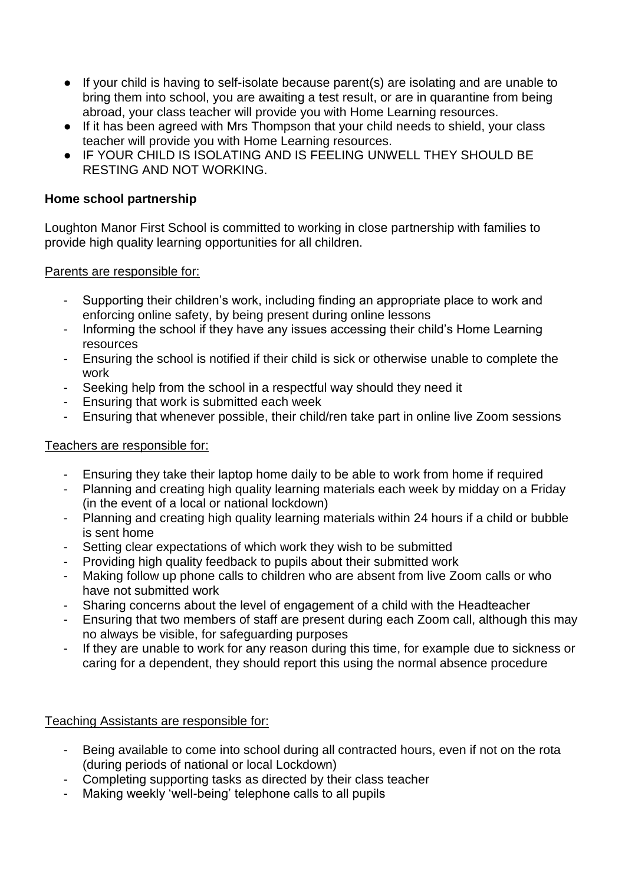- If your child is having to self-isolate because parent(s) are isolating and are unable to bring them into school, you are awaiting a test result, or are in quarantine from being abroad, your class teacher will provide you with Home Learning resources.
- If it has been agreed with Mrs Thompson that your child needs to shield, your class teacher will provide you with Home Learning resources.
- IF YOUR CHILD IS ISOLATING AND IS FEELING UNWELL THEY SHOULD BE RESTING AND NOT WORKING.

**Home school partnership**

Loughton Manor First School is committed to working in close partnership with families to provide high quality learning opportunities for all children.

<u>Parents are responsible for:</u>

- Supporting their children's work, including finding an appropriate place to work and enforcing online safety, by being present during online lessons
- Informing the school if they have any issues accessing their child's Home Learning resources
- Ensuring the school is notified if their child is sick or otherwise unable to complete the work
- Seeking help from the school in a respectful way should they need it
- Ensuring that work is submitted each week
- Ensuring that whenever possible, their child/ren take part in online live Zoom sessions

<u>Teachers are responsible for:</u>

- Ensuring they take their laptop home daily to be able to work from home if required
- Planning and creating high quality learning materials each week by midday on a Friday (in the event of a local or national lockdown)
- Planning and creating high quality learning materials within 24 hours if a child or bubble is sent home
- Setting clear expectations of which work they wish to be submitted
- Providing high quality feedback to pupils about their submitted work
- Making follow up phone calls to children who are absent from live Zoom calls or who have not submitted work
- Sharing concerns about the level of engagement of a child with the Headteacher
- Ensuring that two members of staff are present during each Zoom call, although this may no always be visible, for safeguarding purposes
- If they are unable to work for any reason during this time, for example due to sickness or caring for a dependent, they should report this using the normal absence procedure

<u>Teaching Assistants are responsible for:</u>

- Being available to come into school during all contracted hours, even if not on the rota (during periods of national or local Lockdown)
- Completing supporting tasks as directed by their class teacher
- Making weekly 'well-being' telephone calls to all pupils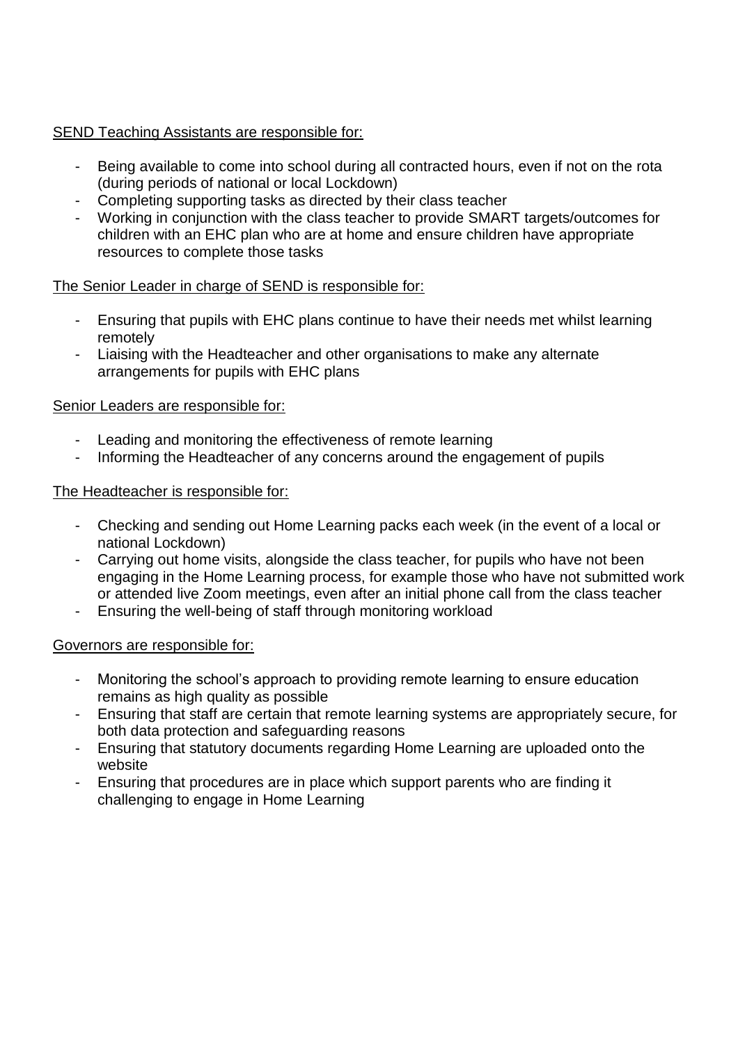SEND Teaching Assistants are responsible for:

- Being available to come into school during all contracted hours, even if not on the rota (during periods of national or local Lockdown)
- Completing supporting tasks as directed by their class teacher
- Working in conjunction with the class teacher to provide SMART targets/outcomes for children with an EHC plan who are at home and ensure children have appropriate resources to complete those tasks

The Senior Leader in charge of SEND is responsible for:

- Ensuring that pupils with EHC plans continue to have their needs met whilst learning remotely
- Liaising with the Headteacher and other organisations to make any alternate arrangements for pupils with EHC plans

Senior Leaders are responsible for:

- Leading and monitoring the effectiveness of remote learning
- Informing the Headteacher of any concerns around the engagement of pupils

The Headteacher is responsible for:

- Checking and sending out Home Learning packs each week (in the event of a local or national Lockdown)
- Carrying out home visits, alongside the class teacher, for pupils who have not been engaging in the Home Learning process, for example those who have not submitted work or attended live Zoom meetings, even after an initial phone call from the class teacher
- Ensuring the well-being of staff through monitoring workload

Governors are responsible for:

- Monitoring the school's approach to providing remote learning to ensure education remains as high quality as possible
- Ensuring that staff are certain that remote learning systems are appropriately secure, for both data protection and safeguarding reasons
- Ensuring that statutory documents regarding Home Learning are uploaded onto the website
- Ensuring that procedures are in place which support parents who are finding it challenging to engage in Home Learning